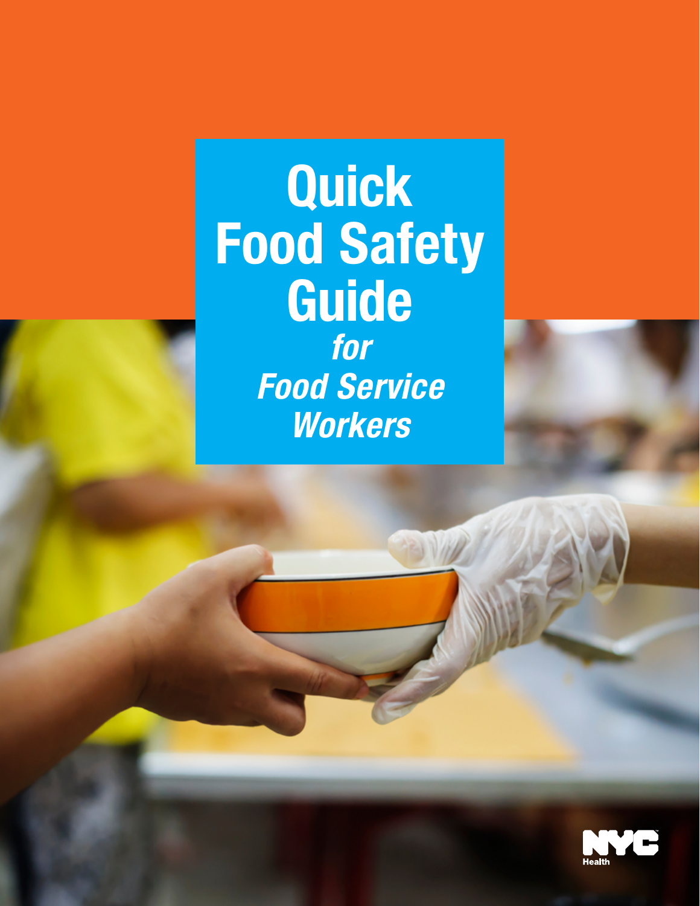# Quick Food Safety Guide

***for Food Service Workers***

NYC Health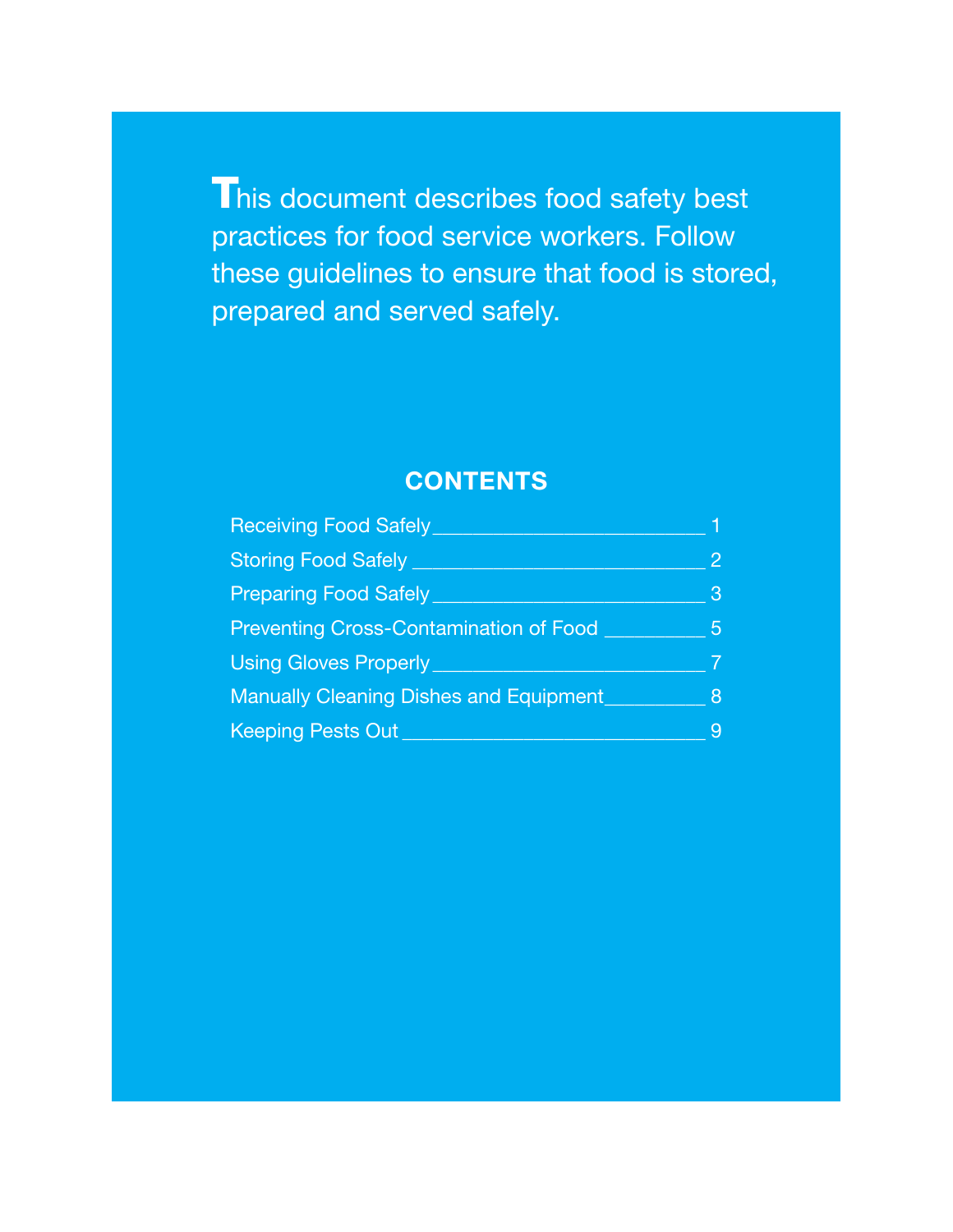This document describes food safety best practices for food service workers. Follow these guidelines to ensure that food is stored, prepared and served safely.

## CONTENTS

| | |
|---|---|
| Receiving Food Safely | 1 |
| Storing Food Safely | 2 |
| Preparing Food Safely | 3 |
| Preventing Cross-Contamination of Food | 5 |
| Using Gloves Properly | 7 |
| Manually Cleaning Dishes and Equipment | 8 |
| Keeping Pests Out | 9 |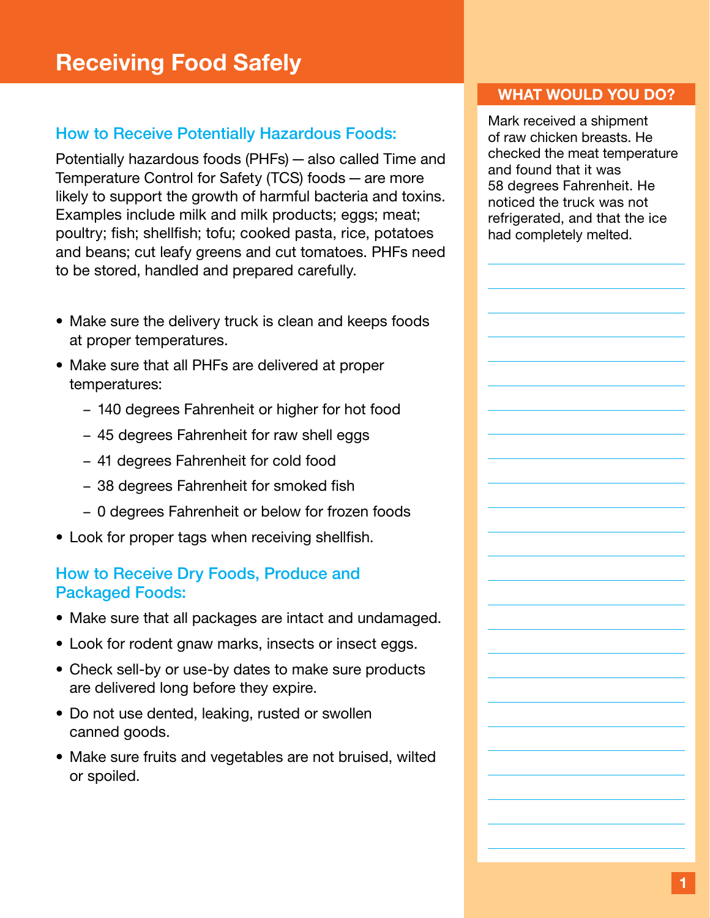# Receiving Food Safely

## How to Receive Potentially Hazardous Foods:

Potentially hazardous foods (PHFs) — also called Time and Temperature Control for Safety (TCS) foods — are more likely to support the growth of harmful bacteria and toxins. Examples include milk and milk products; eggs; meat; poultry; fish; shellfish; tofu; cooked pasta, rice, potatoes and beans; cut leafy greens and cut tomatoes. PHFs need to be stored, handled and prepared carefully.

- Make sure the delivery truck is clean and keeps foods at proper temperatures.
- Make sure that all PHFs are delivered at proper temperatures:
  - 140 degrees Fahrenheit or higher for hot food
  - 45 degrees Fahrenheit for raw shell eggs
  - 41 degrees Fahrenheit for cold food
  - 38 degrees Fahrenheit for smoked fish
  - 0 degrees Fahrenheit or below for frozen foods
- Look for proper tags when receiving shellfish.

## How to Receive Dry Foods, Produce and Packaged Foods:

- Make sure that all packages are intact and undamaged.
- Look for rodent gnaw marks, insects or insect eggs.
- Check sell-by or use-by dates to make sure products are delivered long before they expire.
- Do not use dented, leaking, rusted or swollen canned goods.
- Make sure fruits and vegetables are not bruised, wilted or spoiled.

### WHAT WOULD YOU DO?

Mark received a shipment of raw chicken breasts. He checked the meat temperature and found that it was 58 degrees Fahrenheit. He noticed the truck was not refrigerated, and that the ice had completely melted.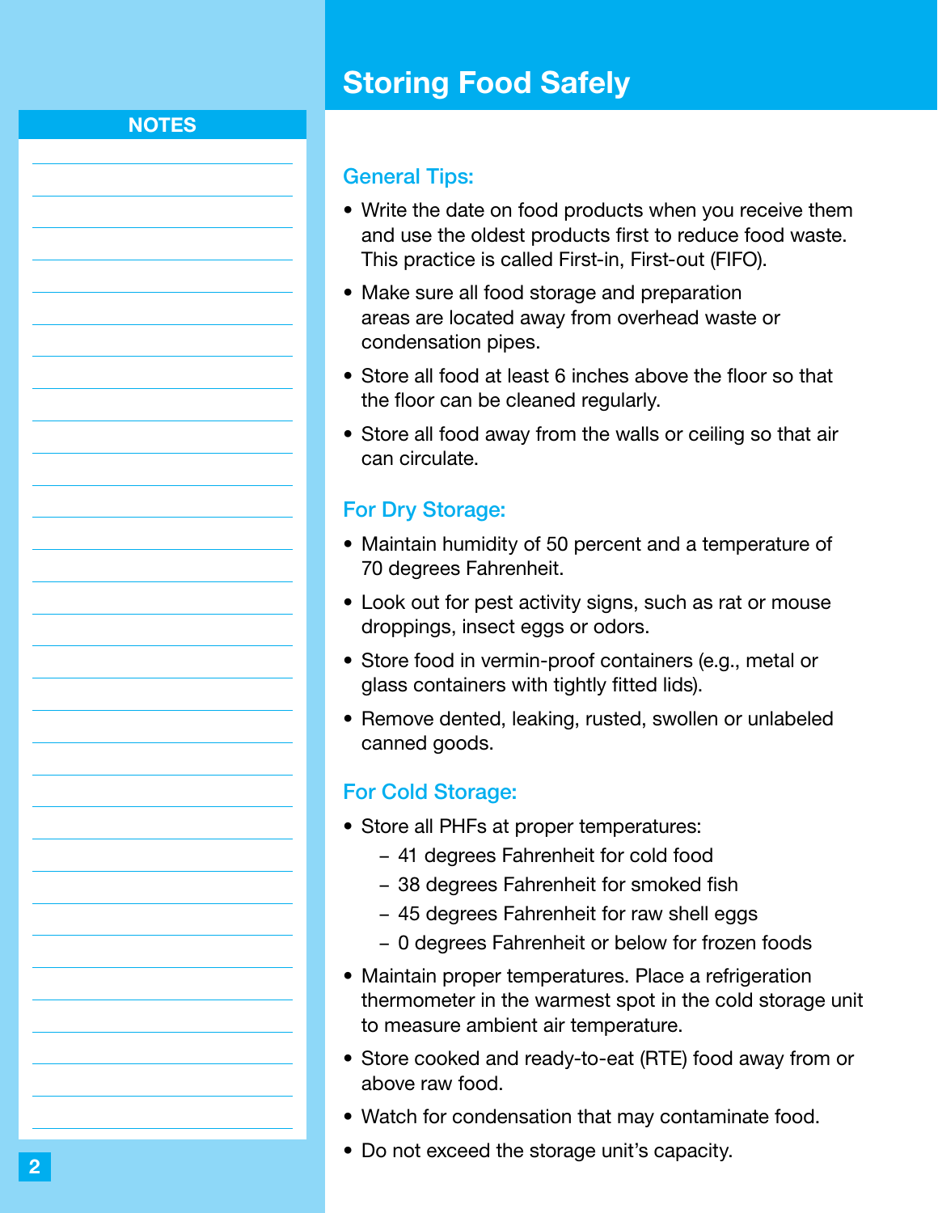## Storing Food Safely

NOTES

### General Tips:

- Write the date on food products when you receive them and use the oldest products first to reduce food waste. This practice is called First-in, First-out (FIFO).
- Make sure all food storage and preparation areas are located away from overhead waste or condensation pipes.
- Store all food at least 6 inches above the floor so that the floor can be cleaned regularly.
- Store all food away from the walls or ceiling so that air can circulate.

### For Dry Storage:

- Maintain humidity of 50 percent and a temperature of 70 degrees Fahrenheit.
- Look out for pest activity signs, such as rat or mouse droppings, insect eggs or odors.
- Store food in vermin-proof containers (e.g., metal or glass containers with tightly fitted lids).
- Remove dented, leaking, rusted, swollen or unlabeled canned goods.

### For Cold Storage:

- Store all PHFs at proper temperatures:
  - 41 degrees Fahrenheit for cold food
  - 38 degrees Fahrenheit for smoked fish
  - 45 degrees Fahrenheit for raw shell eggs
  - 0 degrees Fahrenheit or below for frozen foods
- Maintain proper temperatures. Place a refrigeration thermometer in the warmest spot in the cold storage unit to measure ambient air temperature.
- Store cooked and ready-to-eat (RTE) food away from or above raw food.
- Watch for condensation that may contaminate food.
- Do not exceed the storage unit's capacity.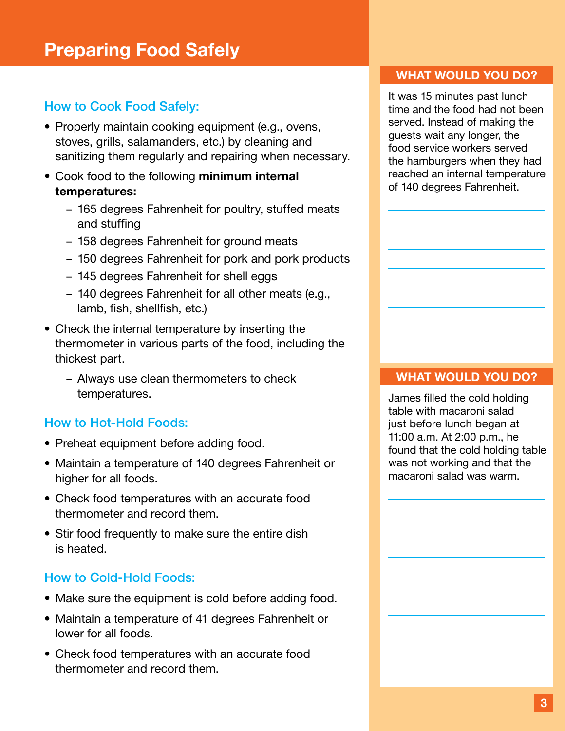# Preparing Food Safely

## How to Cook Food Safely:

- Properly maintain cooking equipment (e.g., ovens, stoves, grills, salamanders, etc.) by cleaning and sanitizing them regularly and repairing when necessary.
- Cook food to the following **minimum internal temperatures:**
  - 165 degrees Fahrenheit for poultry, stuffed meats and stuffing
  - 158 degrees Fahrenheit for ground meats
  - 150 degrees Fahrenheit for pork and pork products
  - 145 degrees Fahrenheit for shell eggs
  - 140 degrees Fahrenheit for all other meats (e.g., lamb, fish, shellfish, etc.)
- Check the internal temperature by inserting the thermometer in various parts of the food, including the thickest part.
  - Always use clean thermometers to check temperatures.

## How to Hot-Hold Foods:

- Preheat equipment before adding food.
- Maintain a temperature of 140 degrees Fahrenheit or higher for all foods.
- Check food temperatures with an accurate food thermometer and record them.
- Stir food frequently to make sure the entire dish is heated.

## How to Cold-Hold Foods:

- Make sure the equipment is cold before adding food.
- Maintain a temperature of 41 degrees Fahrenheit or lower for all foods.
- Check food temperatures with an accurate food thermometer and record them.

### WHAT WOULD YOU DO?

It was 15 minutes past lunch time and the food had not been served. Instead of making the guests wait any longer, the food service workers served the hamburgers when they had reached an internal temperature of 140 degrees Fahrenheit.

### WHAT WOULD YOU DO?

James filled the cold holding table with macaroni salad just before lunch began at 11:00 a.m. At 2:00 p.m., he found that the cold holding table was not working and that the macaroni salad was warm.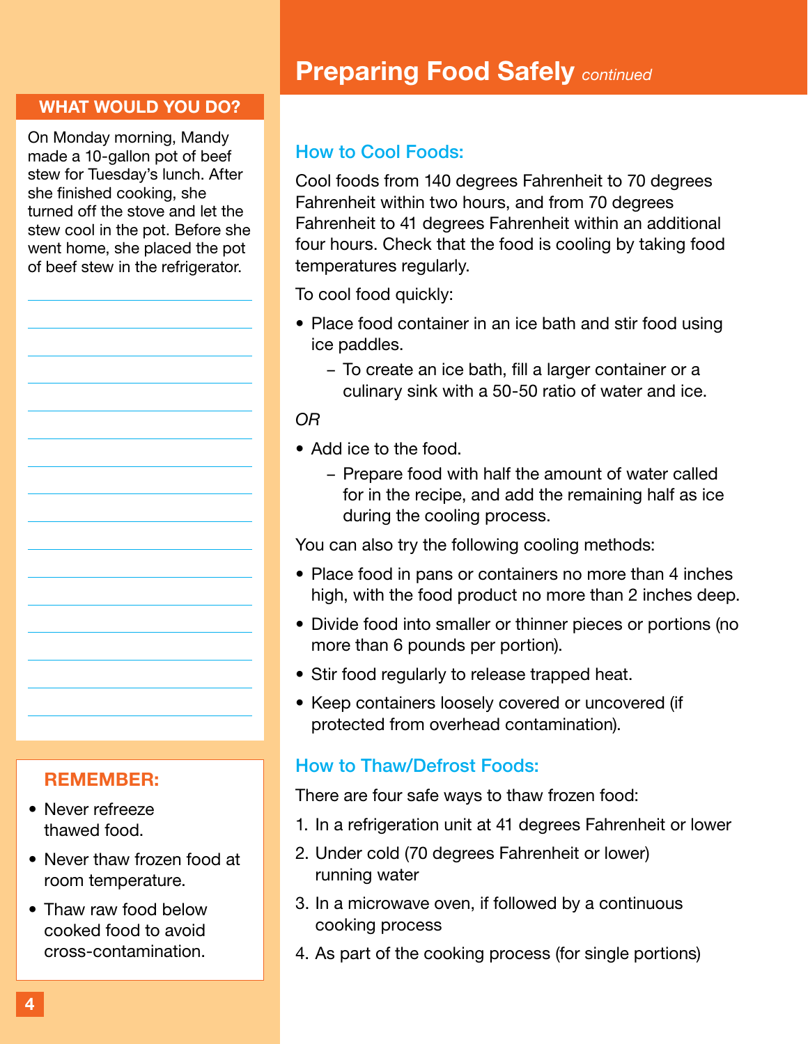## Preparing Food Safely *continued*

### How to Cool Foods:

Cool foods from 140 degrees Fahrenheit to 70 degrees Fahrenheit within two hours, and from 70 degrees Fahrenheit to 41 degrees Fahrenheit within an additional four hours. Check that the food is cooling by taking food temperatures regularly.

To cool food quickly:

- Place food container in an ice bath and stir food using ice paddles.
  - To create an ice bath, fill a larger container or a culinary sink with a 50-50 ratio of water and ice.

*OR*

- Add ice to the food.
  - Prepare food with half the amount of water called for in the recipe, and add the remaining half as ice during the cooling process.

You can also try the following cooling methods:

- Place food in pans or containers no more than 4 inches high, with the food product no more than 2 inches deep.
- Divide food into smaller or thinner pieces or portions (no more than 6 pounds per portion).
- Stir food regularly to release trapped heat.
- Keep containers loosely covered or uncovered (if protected from overhead contamination).

### How to Thaw/Defrost Foods:

There are four safe ways to thaw frozen food:

1. In a refrigeration unit at 41 degrees Fahrenheit or lower
2. Under cold (70 degrees Fahrenheit or lower) running water
3. In a microwave oven, if followed by a continuous cooking process
4. As part of the cooking process (for single portions)

**WHAT WOULD YOU DO?**

On Monday morning, Mandy made a 10-gallon pot of beef stew for Tuesday's lunch. After she finished cooking, she turned off the stove and let the stew cool in the pot. Before she went home, she placed the pot of beef stew in the refrigerator.

**REMEMBER:**

- Never refreeze thawed food.
- Never thaw frozen food at room temperature.
- Thaw raw food below cooked food to avoid cross-contamination.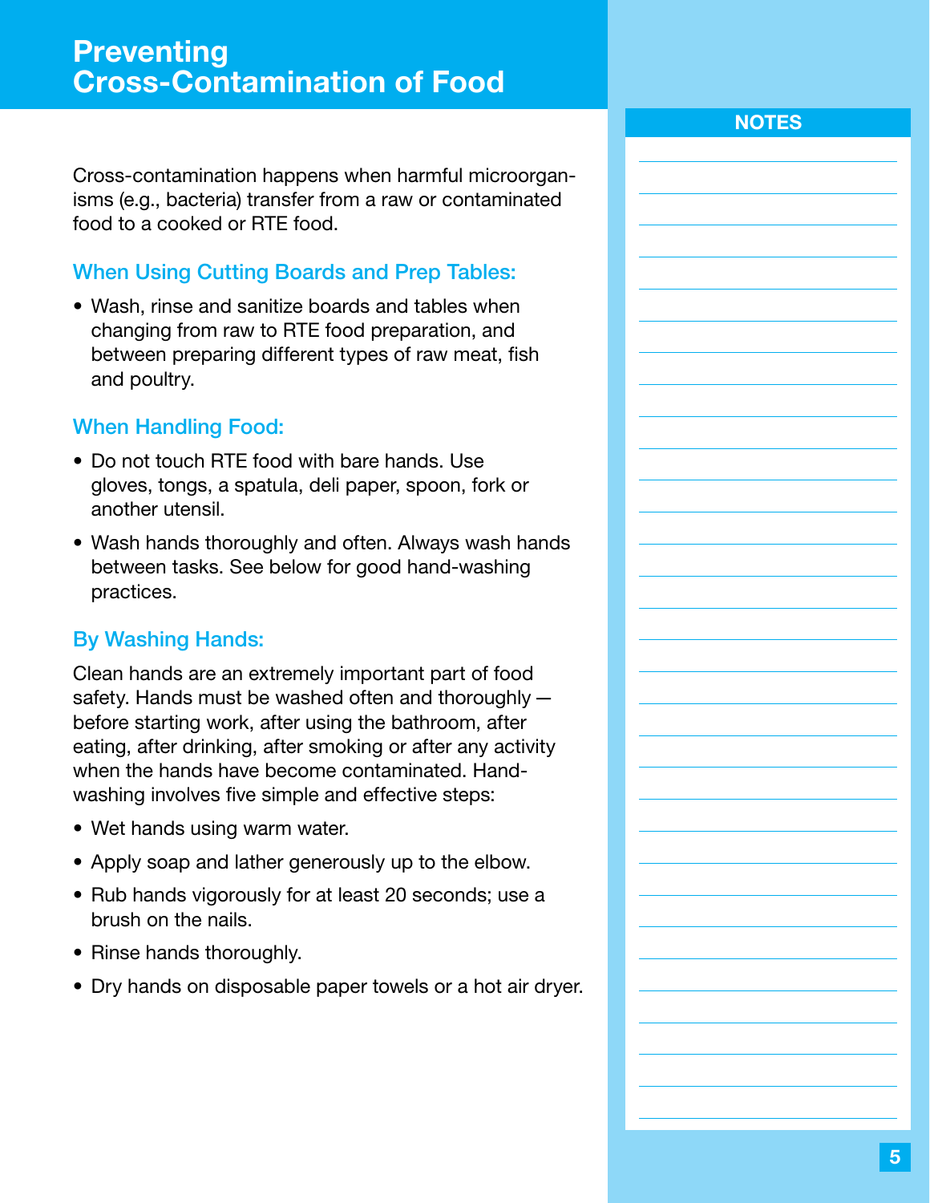# Preventing Cross-Contamination of Food

Cross-contamination happens when harmful microorganisms (e.g., bacteria) transfer from a raw or contaminated food to a cooked or RTE food.

## When Using Cutting Boards and Prep Tables:

- Wash, rinse and sanitize boards and tables when changing from raw to RTE food preparation, and between preparing different types of raw meat, fish and poultry.

## When Handling Food:

- Do not touch RTE food with bare hands. Use gloves, tongs, a spatula, deli paper, spoon, fork or another utensil.
- Wash hands thoroughly and often. Always wash hands between tasks. See below for good hand-washing practices.

## By Washing Hands:

Clean hands are an extremely important part of food safety. Hands must be washed often and thoroughly — before starting work, after using the bathroom, after eating, after drinking, after smoking or after any activity when the hands have become contaminated. Hand-washing involves five simple and effective steps:

- Wet hands using warm water.
- Apply soap and lather generously up to the elbow.
- Rub hands vigorously for at least 20 seconds; use a brush on the nails.
- Rinse hands thoroughly.
- Dry hands on disposable paper towels or a hot air dryer.

**NOTES**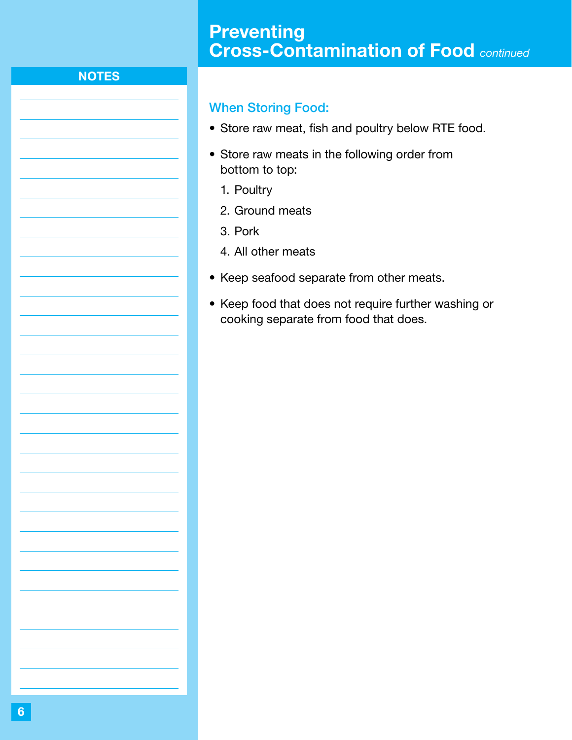# Preventing Cross-Contamination of Food *continued*

## NOTES

### When Storing Food:

- Store raw meat, fish and poultry below RTE food.
- Store raw meats in the following order from bottom to top:
  1. Poultry
  2. Ground meats
  3. Pork
  4. All other meats
- Keep seafood separate from other meats.
- Keep food that does not require further washing or cooking separate from food that does.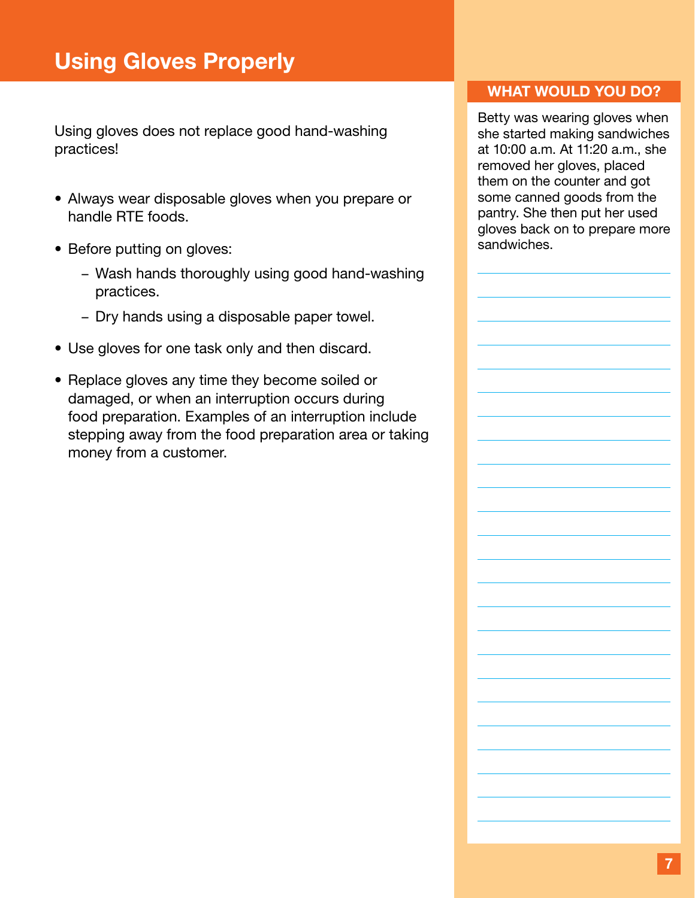# Using Gloves Properly

Using gloves does not replace good hand-washing practices!

- Always wear disposable gloves when you prepare or handle RTE foods.
- Before putting on gloves:
  - Wash hands thoroughly using good hand-washing practices.
  - Dry hands using a disposable paper towel.
- Use gloves for one task only and then discard.
- Replace gloves any time they become soiled or damaged, or when an interruption occurs during food preparation. Examples of an interruption include stepping away from the food preparation area or taking money from a customer.

## WHAT WOULD YOU DO?

Betty was wearing gloves when she started making sandwiches at 10:00 a.m. At 11:20 a.m., she removed her gloves, placed them on the counter and got some canned goods from the pantry. She then put her used gloves back on to prepare more sandwiches.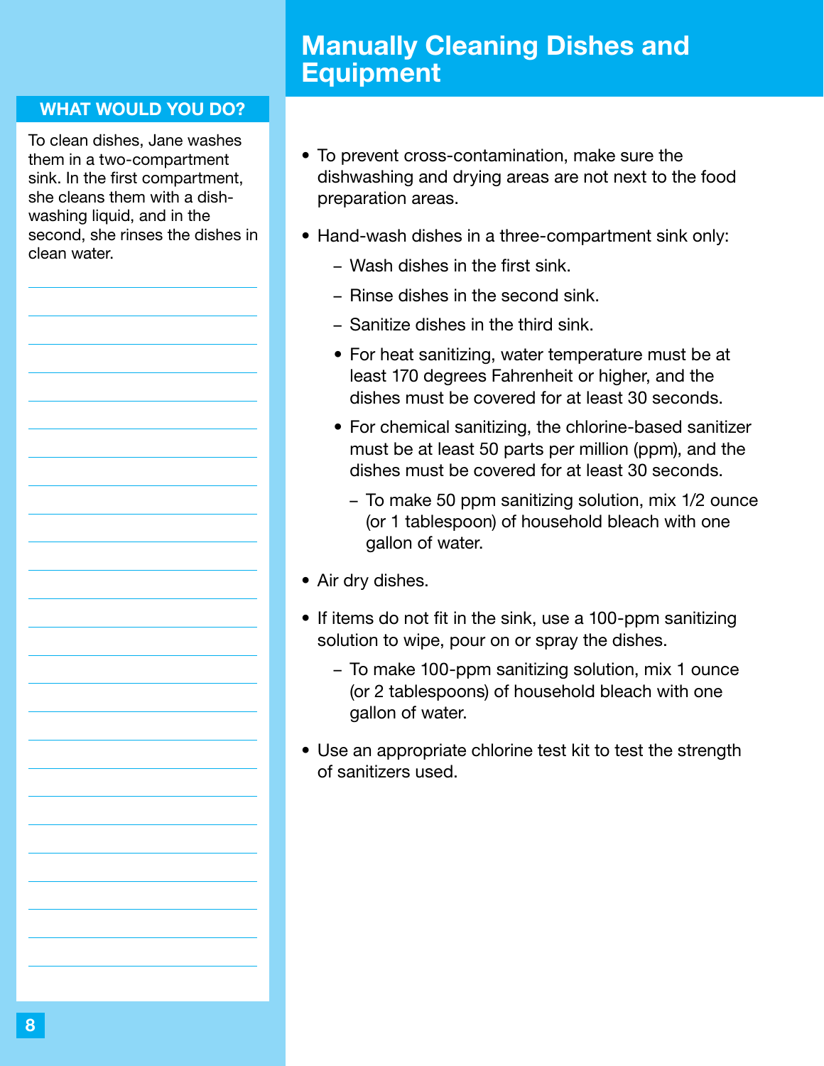## Manually Cleaning Dishes and Equipment

- To prevent cross-contamination, make sure the dishwashing and drying areas are not next to the food preparation areas.
- Hand-wash dishes in a three-compartment sink only:
  - Wash dishes in the first sink.
  - Rinse dishes in the second sink.
  - Sanitize dishes in the third sink.
  - For heat sanitizing, water temperature must be at least 170 degrees Fahrenheit or higher, and the dishes must be covered for at least 30 seconds.
  - For chemical sanitizing, the chlorine-based sanitizer must be at least 50 parts per million (ppm), and the dishes must be covered for at least 30 seconds.
    - To make 50 ppm sanitizing solution, mix 1/2 ounce (or 1 tablespoon) of household bleach with one gallon of water.
- Air dry dishes.
- If items do not fit in the sink, use a 100-ppm sanitizing solution to wipe, pour on or spray the dishes.
  - To make 100-ppm sanitizing solution, mix 1 ounce (or 2 tablespoons) of household bleach with one gallon of water.
- Use an appropriate chlorine test kit to test the strength of sanitizers used.

### WHAT WOULD YOU DO?

To clean dishes, Jane washes them in a two-compartment sink. In the first compartment, she cleans them with a dish-washing liquid, and in the second, she rinses the dishes in clean water.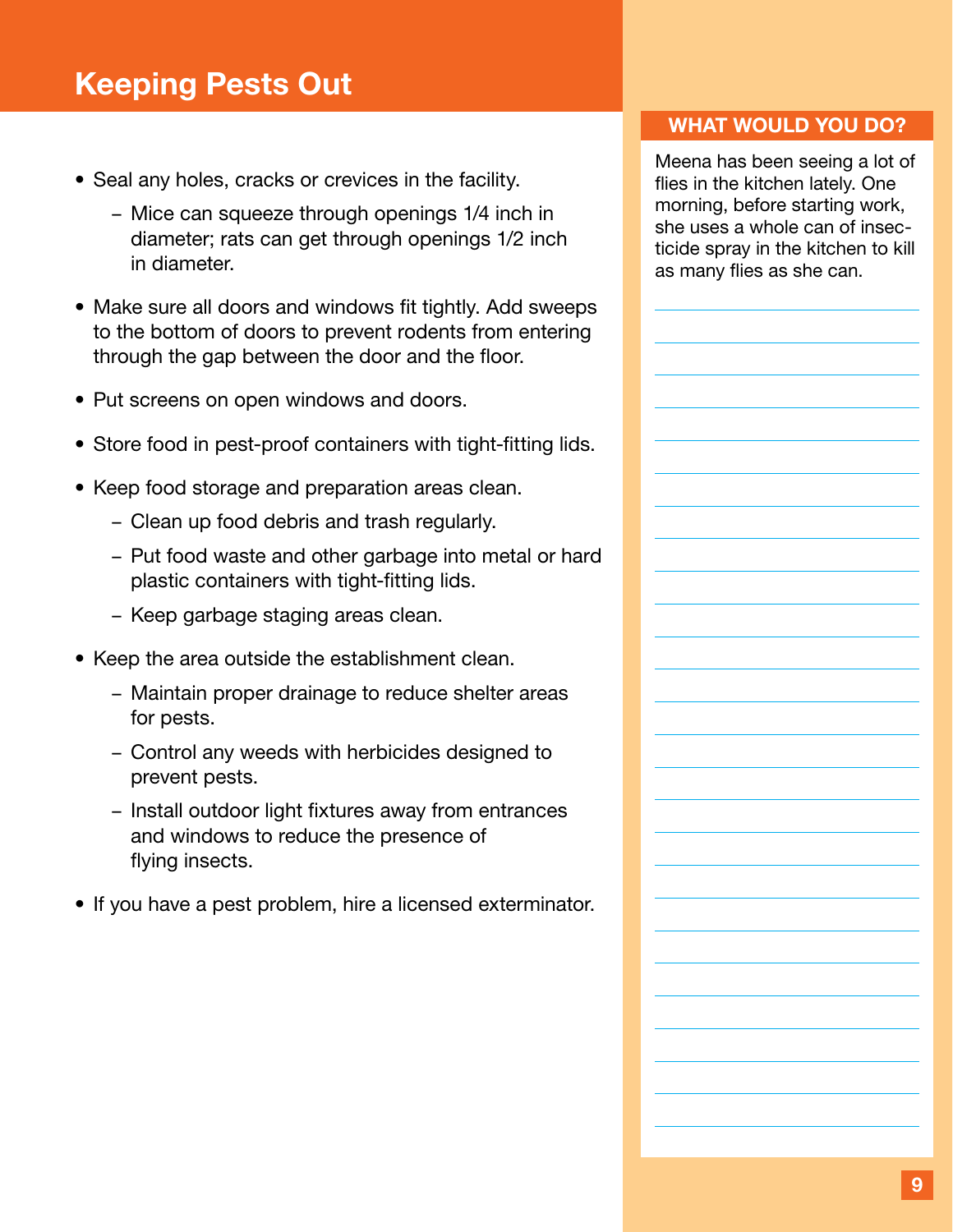# Keeping Pests Out

- Seal any holes, cracks or crevices in the facility.
  - Mice can squeeze through openings 1/4 inch in diameter; rats can get through openings 1/2 inch in diameter.
- Make sure all doors and windows fit tightly. Add sweeps to the bottom of doors to prevent rodents from entering through the gap between the door and the floor.
- Put screens on open windows and doors.
- Store food in pest-proof containers with tight-fitting lids.
- Keep food storage and preparation areas clean.
  - Clean up food debris and trash regularly.
  - Put food waste and other garbage into metal or hard plastic containers with tight-fitting lids.
  - Keep garbage staging areas clean.
- Keep the area outside the establishment clean.
  - Maintain proper drainage to reduce shelter areas for pests.
  - Control any weeds with herbicides designed to prevent pests.
  - Install outdoor light fixtures away from entrances and windows to reduce the presence of flying insects.
- If you have a pest problem, hire a licensed exterminator.

## WHAT WOULD YOU DO?

Meena has been seeing a lot of flies in the kitchen lately. One morning, before starting work, she uses a whole can of insecticide spray in the kitchen to kill as many flies as she can.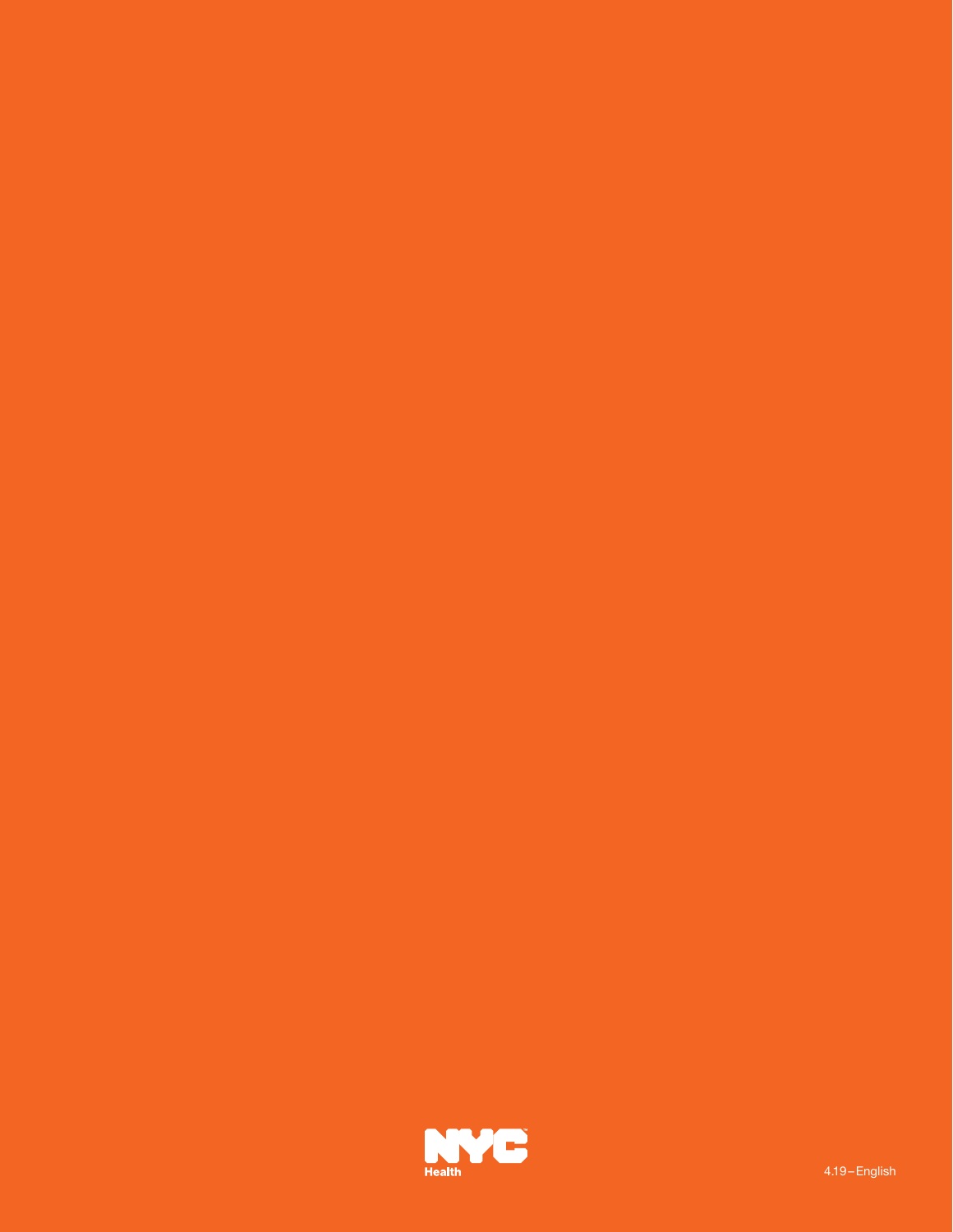NYC Health

4.19 – English